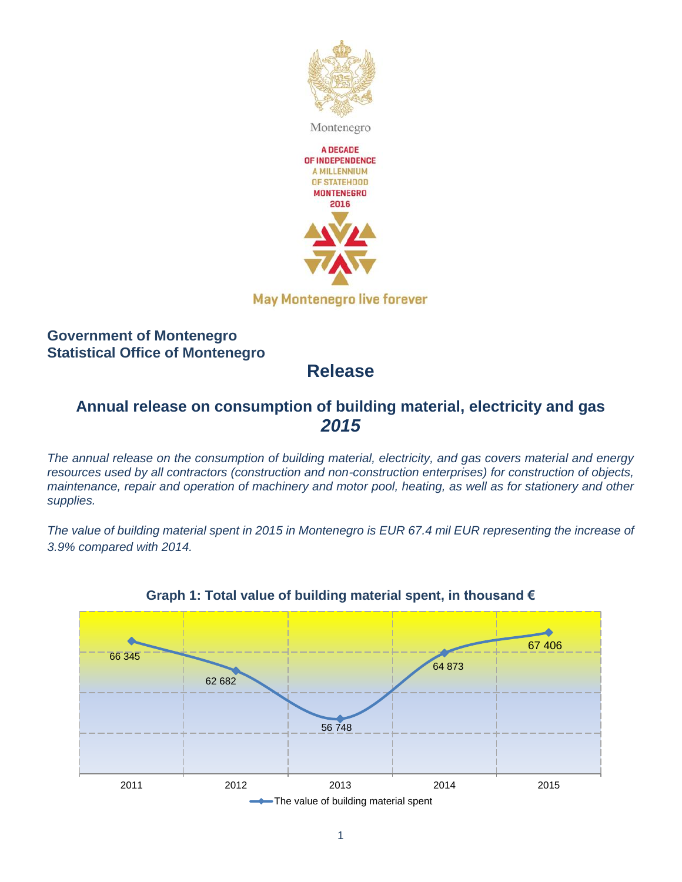Montenegro

A DECADE
OF INDEPENDENCE
A MILLENNIUM
OF STATEHOOD
MONTENEGRO
2016

May Montenegro live forever

**Government of Montenegro**
**Statistical Office of Montenegro**

# Release

## Annual release on consumption of building material, electricity and gas *2015*

*The annual release on the consumption of building material, electricity, and gas covers material and energy resources used by all contractors (construction and non-construction enterprises) for construction of objects, maintenance, repair and operation of machinery and motor pool, heating, as well as for stationery and other supplies.*

*The value of building material spent in 2015 in Montenegro is EUR 67.4 mil EUR representing the increase of 3.9% compared with 2014.*

**Graph 1: Total value of building material spent, in thousand €**

| Year | The value of building material spent |
|---|---|
| 2011 | 66 345 |
| 2012 | 62 682 |
| 2013 | 56 748 |
| 2014 | 64 873 |
| 2015 | 67 406 |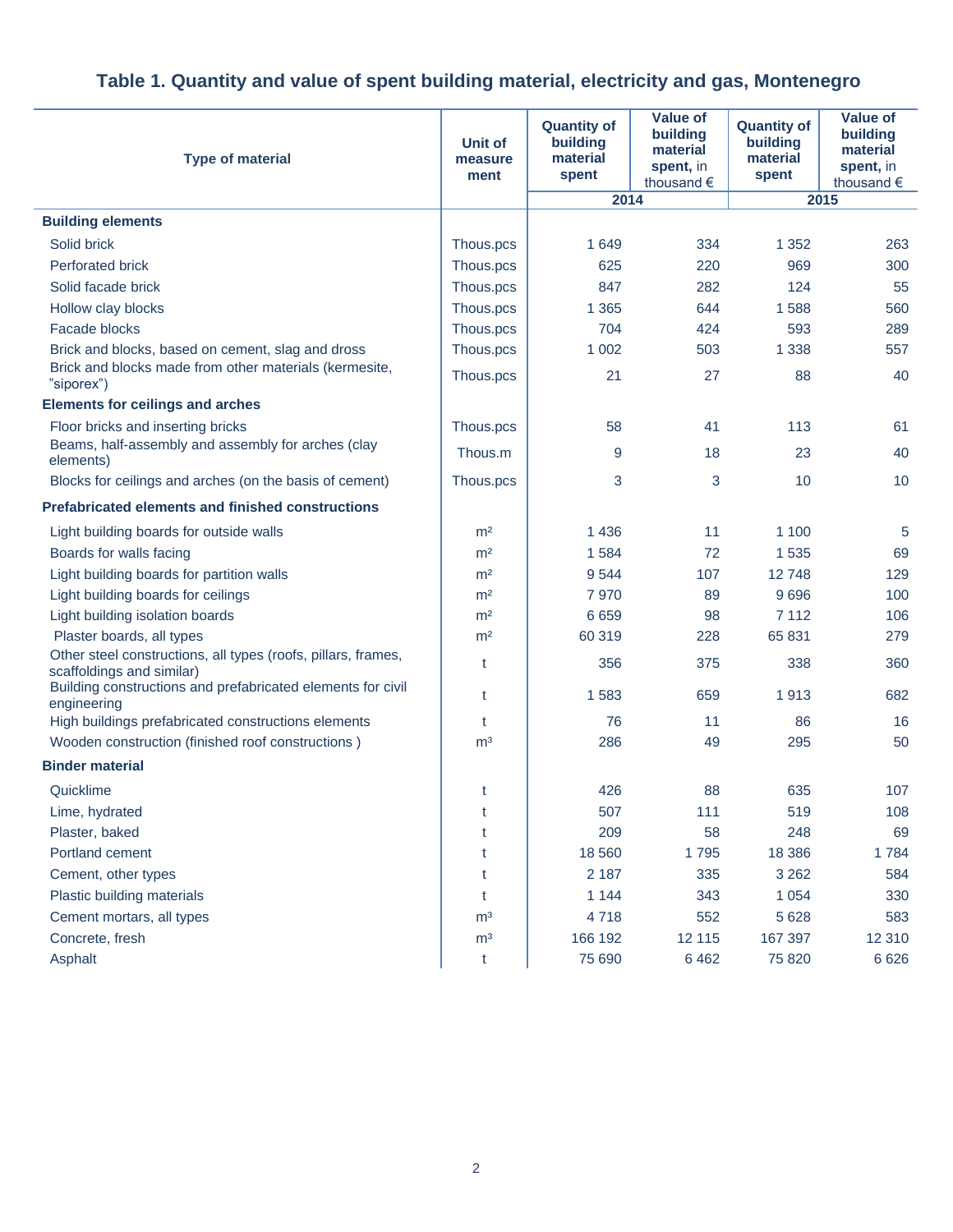## Table 1. Quantity and value of spent building material, electricity and gas, Montenegro

| Type of material | Unit of measure ment | Quantity of building material spent | Value of building material spent, in thousand € | Quantity of building material spent | Value of building material spent, in thousand € |
|---|---|---|---|---|---|
| | | 2014 | | 2015 | |
| **Building elements** | | | | | |
| Solid brick | Thous.pcs | 1 649 | 334 | 1 352 | 263 |
| Perforated brick | Thous.pcs | 625 | 220 | 969 | 300 |
| Solid facade brick | Thous.pcs | 847 | 282 | 124 | 55 |
| Hollow clay blocks | Thous.pcs | 1 365 | 644 | 1 588 | 560 |
| Facade blocks | Thous.pcs | 704 | 424 | 593 | 289 |
| Brick and blocks, based on cement, slag and dross | Thous.pcs | 1 002 | 503 | 1 338 | 557 |
| Brick and blocks made from other materials (kermesite, "siporex") | Thous.pcs | 21 | 27 | 88 | 40 |
| **Elements for ceilings and arches** | | | | | |
| Floor bricks and inserting bricks | Thous.pcs | 58 | 41 | 113 | 61 |
| Beams, half-assembly and assembly for arches (clay elements) | Thous.m | 9 | 18 | 23 | 40 |
| Blocks for ceilings and arches (on the basis of cement) | Thous.pcs | 3 | 3 | 10 | 10 |
| **Prefabricated elements and finished constructions** | | | | | |
| Light building boards for outside walls | m² | 1 436 | 11 | 1 100 | 5 |
| Boards for walls facing | m² | 1 584 | 72 | 1 535 | 69 |
| Light building boards for partition walls | m² | 9 544 | 107 | 12 748 | 129 |
| Light building boards for ceilings | m² | 7 970 | 89 | 9 696 | 100 |
| Light building isolation boards | m² | 6 659 | 98 | 7 112 | 106 |
| Plaster boards, all types | m² | 60 319 | 228 | 65 831 | 279 |
| Other steel constructions, all types (roofs, pillars, frames, scaffoldings and similar) | t | 356 | 375 | 338 | 360 |
| Building constructions and prefabricated elements for civil engineering | t | 1 583 | 659 | 1 913 | 682 |
| High buildings prefabricated constructions elements | t | 76 | 11 | 86 | 16 |
| Wooden construction (finished roof constructions ) | m³ | 286 | 49 | 295 | 50 |
| **Binder material** | | | | | |
| Quicklime | t | 426 | 88 | 635 | 107 |
| Lime, hydrated | t | 507 | 111 | 519 | 108 |
| Plaster, baked | t | 209 | 58 | 248 | 69 |
| Portland cement | t | 18 560 | 1 795 | 18 386 | 1 784 |
| Cement, other types | t | 2 187 | 335 | 3 262 | 584 |
| Plastic building materials | t | 1 144 | 343 | 1 054 | 330 |
| Cement mortars, all types | m³ | 4 718 | 552 | 5 628 | 583 |
| Concrete, fresh | m³ | 166 192 | 12 115 | 167 397 | 12 310 |
| Asphalt | t | 75 690 | 6 462 | 75 820 | 6 626 |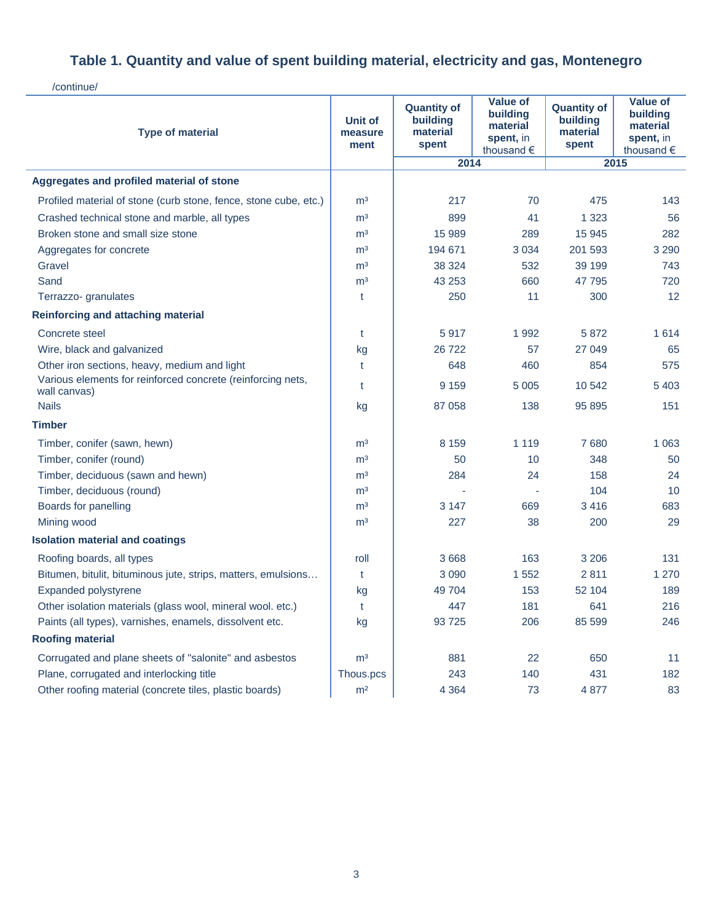## Table 1. Quantity and value of spent building material, electricity and gas, Montenegro

/continue/

| Type of material | Unit of measure ment | Quantity of building material spent | Value of building material spent, in thousand € | Quantity of building material spent | Value of building material spent, in thousand € |
|---|---|---|---|---|---|
| | | 2014 | | 2015 | |
| **Aggregates and profiled material of stone** | | | | | |
| Profiled material of stone (curb stone, fence, stone cube, etc.) | m³ | 217 | 70 | 475 | 143 |
| Crashed technical stone and marble, all types | m³ | 899 | 41 | 1 323 | 56 |
| Broken stone and small size stone | m³ | 15 989 | 289 | 15 945 | 282 |
| Aggregates for concrete | m³ | 194 671 | 3 034 | 201 593 | 3 290 |
| Gravel | m³ | 38 324 | 532 | 39 199 | 743 |
| Sand | m³ | 43 253 | 660 | 47 795 | 720 |
| Terrazzo- granulates | t | 250 | 11 | 300 | 12 |
| **Reinforcing and attaching material** | | | | | |
| Concrete steel | t | 5 917 | 1 992 | 5 872 | 1 614 |
| Wire, black and galvanized | kg | 26 722 | 57 | 27 049 | 65 |
| Other iron sections, heavy, medium and light | t | 648 | 460 | 854 | 575 |
| Various elements for reinforced concrete (reinforcing nets, wall canvas) | t | 9 159 | 5 005 | 10 542 | 5 403 |
| Nails | kg | 87 058 | 138 | 95 895 | 151 |
| **Timber** | | | | | |
| Timber, conifer (sawn, hewn) | m³ | 8 159 | 1 119 | 7 680 | 1 063 |
| Timber, conifer (round) | m³ | 50 | 10 | 348 | 50 |
| Timber, deciduous (sawn and hewn) | m³ | 284 | 24 | 158 | 24 |
| Timber, deciduous (round) | m³ | - | - | 104 | 10 |
| Boards for panelling | m³ | 3 147 | 669 | 3 416 | 683 |
| Mining wood | m³ | 227 | 38 | 200 | 29 |
| **Isolation material and coatings** | | | | | |
| Roofing boards, all types | roll | 3 668 | 163 | 3 206 | 131 |
| Bitumen, bitulit, bituminous jute, strips, matters, emulsions… | t | 3 090 | 1 552 | 2 811 | 1 270 |
| Expanded polystyrene | kg | 49 704 | 153 | 52 104 | 189 |
| Other isolation materials (glass wool, mineral wool. etc.) | t | 447 | 181 | 641 | 216 |
| Paints (all types), varnishes, enamels, dissolvent etc. | kg | 93 725 | 206 | 85 599 | 246 |
| **Roofing material** | | | | | |
| Corrugated and plane sheets of "salonite" and asbestos | m³ | 881 | 22 | 650 | 11 |
| Plane, corrugated and interlocking title | Thous.pcs | 243 | 140 | 431 | 182 |
| Other roofing material (concrete tiles, plastic boards) | m² | 4 364 | 73 | 4 877 | 83 |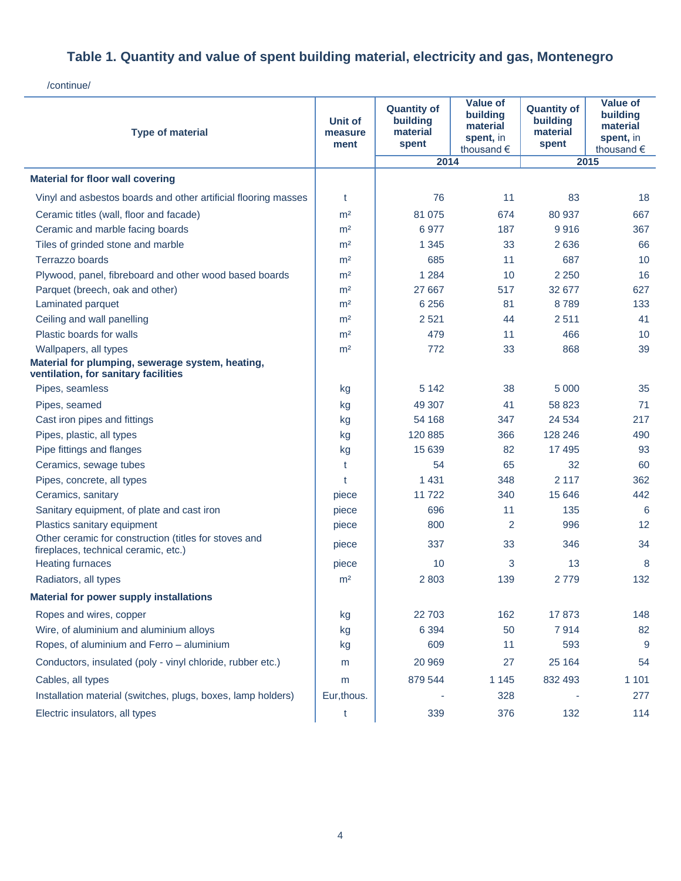## Table 1. Quantity and value of spent building material, electricity and gas, Montenegro

/continue/

| Type of material | Unit of measure ment | Quantity of building material spent | Value of building material spent, in thousand € | Quantity of building material spent | Value of building material spent, in thousand € |
|---|---|---|---|---|---|
| | | 2014 | | 2015 | |
| **Material for floor wall covering** | | | | | |
| Vinyl and asbestos boards and other artificial flooring masses | t | 76 | 11 | 83 | 18 |
| Ceramic titles (wall, floor and facade) | m² | 81 075 | 674 | 80 937 | 667 |
| Ceramic and marble facing boards | m² | 6 977 | 187 | 9 916 | 367 |
| Tiles of grinded stone and marble | m² | 1 345 | 33 | 2 636 | 66 |
| Terrazzo boards | m² | 685 | 11 | 687 | 10 |
| Plywood, panel, fibreboard and other wood based boards | m² | 1 284 | 10 | 2 250 | 16 |
| Parquet (breech, oak and other) | m² | 27 667 | 517 | 32 677 | 627 |
| Laminated parquet | m² | 6 256 | 81 | 8 789 | 133 |
| Ceiling and wall panelling | m² | 2 521 | 44 | 2 511 | 41 |
| Plastic boards for walls | m² | 479 | 11 | 466 | 10 |
| Wallpapers, all types | m² | 772 | 33 | 868 | 39 |
| **Material for plumping, sewerage system, heating, ventilation, for sanitary facilities** | | | | | |
| Pipes, seamless | kg | 5 142 | 38 | 5 000 | 35 |
| Pipes, seamed | kg | 49 307 | 41 | 58 823 | 71 |
| Cast iron pipes and fittings | kg | 54 168 | 347 | 24 534 | 217 |
| Pipes, plastic, all types | kg | 120 885 | 366 | 128 246 | 490 |
| Pipe fittings and flanges | kg | 15 639 | 82 | 17 495 | 93 |
| Ceramics, sewage tubes | t | 54 | 65 | 32 | 60 |
| Pipes, concrete, all types | t | 1 431 | 348 | 2 117 | 362 |
| Ceramics, sanitary | piece | 11 722 | 340 | 15 646 | 442 |
| Sanitary equipment, of plate and cast iron | piece | 696 | 11 | 135 | 6 |
| Plastics sanitary equipment | piece | 800 | 2 | 996 | 12 |
| Other ceramic for construction (titles for stoves and fireplaces, technical ceramic, etc.) | piece | 337 | 33 | 346 | 34 |
| Heating furnaces | piece | 10 | 3 | 13 | 8 |
| Radiators, all types | m² | 2 803 | 139 | 2 779 | 132 |
| **Material for power supply installations** | | | | | |
| Ropes and wires, copper | kg | 22 703 | 162 | 17 873 | 148 |
| Wire, of aluminium and aluminium alloys | kg | 6 394 | 50 | 7 914 | 82 |
| Ropes, of aluminium and Ferro – aluminium | kg | 609 | 11 | 593 | 9 |
| Conductors, insulated (poly - vinyl chloride, rubber etc.) | m | 20 969 | 27 | 25 164 | 54 |
| Cables, all types | m | 879 544 | 1 145 | 832 493 | 1 101 |
| Installation material (switches, plugs, boxes, lamp holders) | Eur,thous. | - | 328 | - | 277 |
| Electric insulators, all types | t | 339 | 376 | 132 | 114 |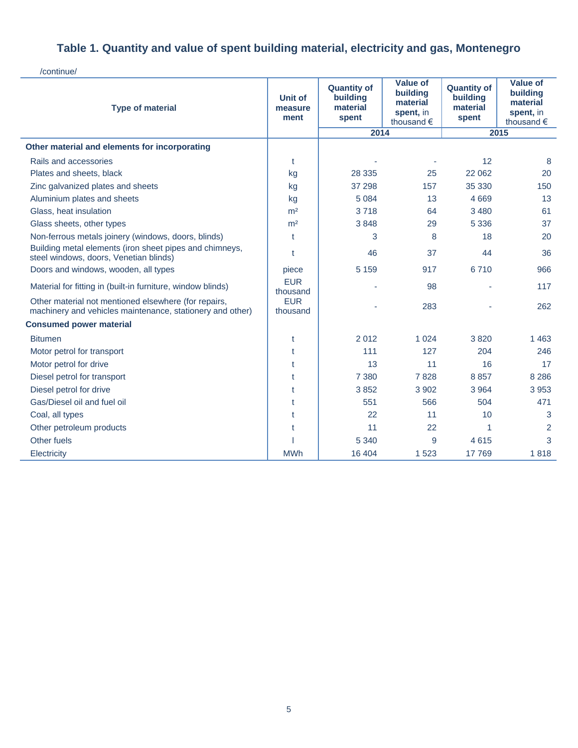## Table 1. Quantity and value of spent building material, electricity and gas, Montenegro

/continue/

| Type of material | Unit of measure ment | Quantity of building material spent | Value of building material spent, in thousand € | Quantity of building material spent | Value of building material spent, in thousand € |
|---|---|---|---|---|---|
| | | 2014 | | 2015 | |
| **Other material and elements for incorporating** | | | | | |
| Rails and accessories | t | - | - | 12 | 8 |
| Plates and sheets, black | kg | 28 335 | 25 | 22 062 | 20 |
| Zinc galvanized plates and sheets | kg | 37 298 | 157 | 35 330 | 150 |
| Aluminium plates and sheets | kg | 5 084 | 13 | 4 669 | 13 |
| Glass, heat insulation | m² | 3 718 | 64 | 3 480 | 61 |
| Glass sheets, other types | m² | 3 848 | 29 | 5 336 | 37 |
| Non-ferrous metals joinery (windows, doors, blinds) | t | 3 | 8 | 18 | 20 |
| Building metal elements (iron sheet pipes and chimneys, steel windows, doors, Venetian blinds) | t | 46 | 37 | 44 | 36 |
| Doors and windows, wooden, all types | piece | 5 159 | 917 | 6 710 | 966 |
| Material for fitting in (built-in furniture, window blinds) | EUR thousand | - | 98 | - | 117 |
| Other material not mentioned elsewhere (for repairs, machinery and vehicles maintenance, stationery and other) | EUR thousand | - | 283 | - | 262 |
| **Consumed power material** | | | | | |
| Bitumen | t | 2 012 | 1 024 | 3 820 | 1 463 |
| Motor petrol for transport | t | 111 | 127 | 204 | 246 |
| Motor petrol for drive | t | 13 | 11 | 16 | 17 |
| Diesel petrol for transport | t | 7 380 | 7 828 | 8 857 | 8 286 |
| Diesel petrol for drive | t | 3 852 | 3 902 | 3 964 | 3 953 |
| Gas/Diesel oil and fuel oil | t | 551 | 566 | 504 | 471 |
| Coal, all types | t | 22 | 11 | 10 | 3 |
| Other petroleum products | t | 11 | 22 | 1 | 2 |
| Other fuels | l | 5 340 | 9 | 4 615 | 3 |
| Electricity | MWh | 16 404 | 1 523 | 17 769 | 1 818 |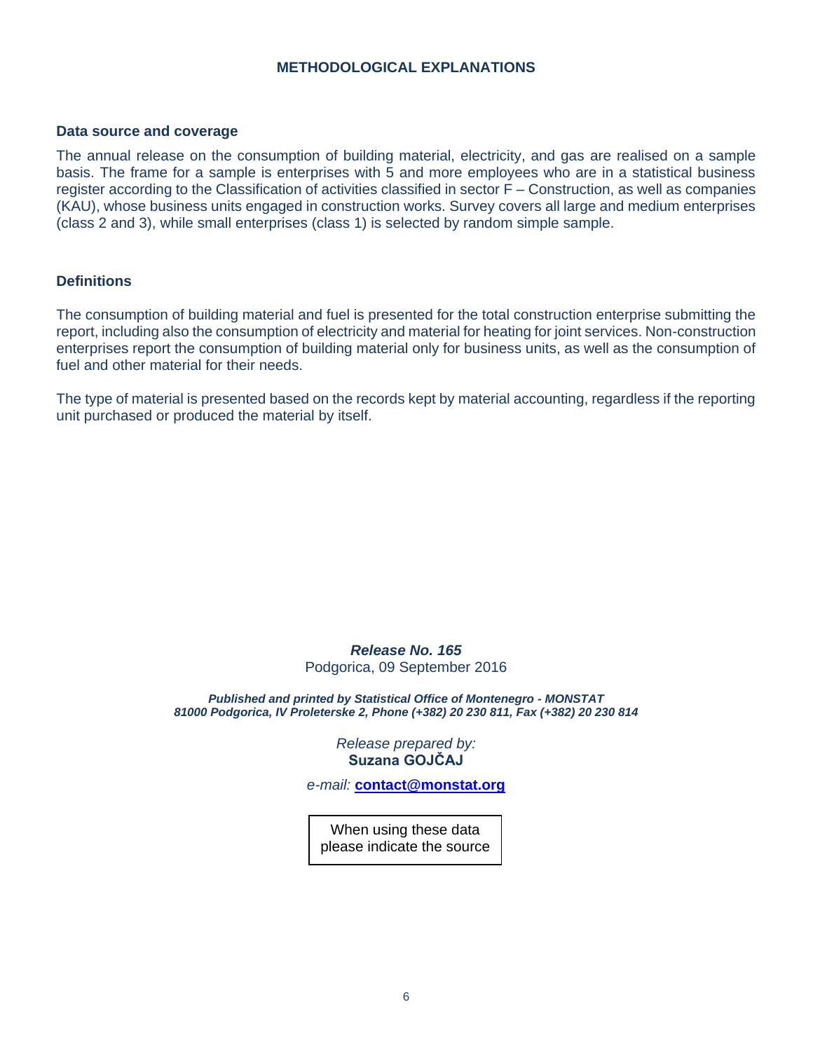# METHODOLOGICAL EXPLANATIONS

## Data source and coverage

The annual release on the consumption of building material, electricity, and gas are realised on a sample basis. The frame for a sample is enterprises with 5 and more employees who are in a statistical business register according to the Classification of activities classified in sector F – Construction, as well as companies (KAU), whose business units engaged in construction works. Survey covers all large and medium enterprises (class 2 and 3), while small enterprises (class 1) is selected by random simple sample.

## Definitions

The consumption of building material and fuel is presented for the total construction enterprise submitting the report, including also the consumption of electricity and material for heating for joint services. Non-construction enterprises report the consumption of building material only for business units, as well as the consumption of fuel and other material for their needs.

The type of material is presented based on the records kept by material accounting, regardless if the reporting unit purchased or produced the material by itself.

***Release No. 165***
Podgorica, 09 September 2016

***Published and printed by Statistical Office of Montenegro - MONSTAT***
***81000 Podgorica, IV Proleterske 2, Phone (+382) 20 230 811, Fax (+382) 20 230 814***

*Release prepared by:*
**Suzana GOJČAJ**

*e-mail:* **contact@monstat.org**

When using these data please indicate the source